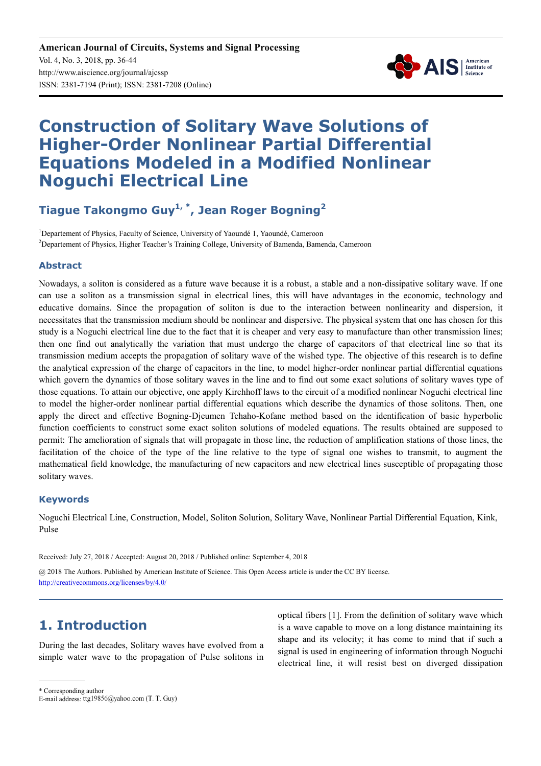**American Journal of Circuits, Systems and Signal Processing**
Vol. 4, No. 3, 2018, pp. 36-44
http://www.aiscience.org/journal/ajcssp
ISSN: 2381-7194 (Print); ISSN: 2381-7208 (Online)

# Construction of Solitary Wave Solutions of Higher-Order Nonlinear Partial Differential Equations Modeled in a Modified Nonlinear Noguchi Electrical Line

## Tiague Takongmo Guy[1, *], Jean Roger Bogning[2]

[1]Departement of Physics, Faculty of Science, University of Yaoundé 1, Yaoundé, Cameroon
[2]Departement of Physics, Higher Teacher's Training College, University of Bamenda, Bamenda, Cameroon

### Abstract

Nowadays, a soliton is considered as a future wave because it is a robust, a stable and a non-dissipative solitary wave. If one can use a soliton as a transmission signal in electrical lines, this will have advantages in the economic, technology and educative domains. Since the propagation of soliton is due to the interaction between nonlinearity and dispersion, it necessitates that the transmission medium should be nonlinear and dispersive. The physical system that one has chosen for this study is a Noguchi electrical line due to the fact that it is cheaper and very easy to manufacture than other transmission lines; then one find out analytically the variation that must undergo the charge of capacitors of that electrical line so that its transmission medium accepts the propagation of solitary wave of the wished type. The objective of this research is to define the analytical expression of the charge of capacitors in the line, to model higher-order nonlinear partial differential equations which govern the dynamics of those solitary waves in the line and to find out some exact solutions of solitary waves type of those equations. To attain our objective, one apply Kirchhoff laws to the circuit of a modified nonlinear Noguchi electrical line to model the higher-order nonlinear partial differential equations which describe the dynamics of those solitons. Then, one apply the direct and effective Bogning-Djeumen Tchaho-Kofane method based on the identification of basic hyperbolic function coefficients to construct some exact soliton solutions of modeled equations. The results obtained are supposed to permit: The amelioration of signals that will propagate in those line, the reduction of amplification stations of those lines, the facilitation of the choice of the type of the line relative to the type of signal one wishes to transmit, to augment the mathematical field knowledge, the manufacturing of new capacitors and new electrical lines susceptible of propagating those solitary waves.

### Keywords

Noguchi Electrical Line, Construction, Model, Soliton Solution, Solitary Wave, Nonlinear Partial Differential Equation, Kink, Pulse

Received: July 27, 2018 / Accepted: August 20, 2018 / Published online: September 4, 2018

@ 2018 The Authors. Published by American Institute of Science. This Open Access article is under the CC BY license.
http://creativecommons.org/licenses/by/4.0/

## 1. Introduction

During the last decades, Solitary waves have evolved from a simple water wave to the propagation of Pulse solitons in optical fibers [1]. From the definition of solitary wave which is a wave capable to move on a long distance maintaining its shape and its velocity; it has come to mind that if such a signal is used in engineering of information through Noguchi electrical line, it will resist best on diverged dissipation

* Corresponding author
E-mail address: ttg19856@yahoo.com (T. T. Guy)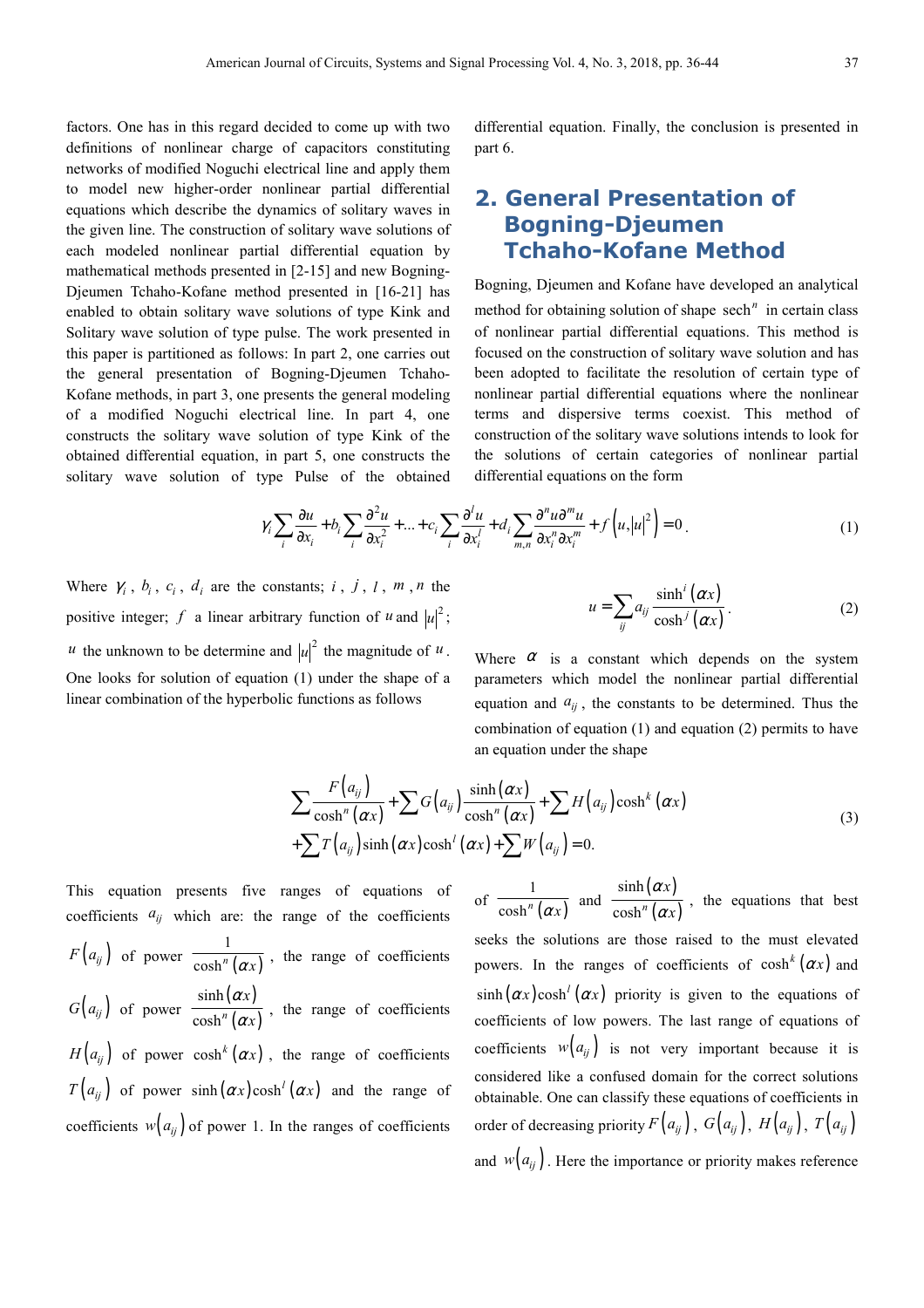factors. One has in this regard decided to come up with two definitions of nonlinear charge of capacitors constituting networks of modified Noguchi electrical line and apply them to model new higher-order nonlinear partial differential equations which describe the dynamics of solitary waves in the given line. The construction of solitary wave solutions of each modeled nonlinear partial differential equation by mathematical methods presented in [2-15] and new Bogning-Djeumen Tchaho-Kofane method presented in [16-21] has enabled to obtain solitary wave solutions of type Kink and Solitary wave solution of type pulse. The work presented in this paper is partitioned as follows: In part 2, one carries out the general presentation of Bogning-Djeumen Tchaho-Kofane methods, in part 3, one presents the general modeling of a modified Noguchi electrical line. In part 4, one constructs the solitary wave solution of type Kink of the obtained differential equation, in part 5, one constructs the solitary wave solution of type Pulse of the obtained differential equation. Finally, the conclusion is presented in part 6.

## 2. General Presentation of Bogning-Djeumen Tchaho-Kofane Method

Bogning, Djeumen and Kofane have developed an analytical method for obtaining solution of shape $\mathrm{sech}^n$ in certain class of nonlinear partial differential equations. This method is focused on the construction of solitary wave solution and has been adopted to facilitate the resolution of certain type of nonlinear partial differential equations where the nonlinear terms and dispersive terms coexist. This method of construction of the solitary wave solutions intends to look for the solutions of certain categories of nonlinear partial differential equations on the form

$$\gamma_i \sum_i \frac{\partial u}{\partial x_i} + b_i \sum_i \frac{\partial^2 u}{\partial x_i^2} + \ldots + c_i \sum_i \frac{\partial^l u}{\partial x_i^l} + d_i \sum_{m,n} \frac{\partial^n u \partial^m u}{\partial x_i^n \partial x_i^m} + f\left(u, |u|^2\right) = 0. \tag{1}$$

Where $\gamma_i$, $b_i$, $c_i$, $d_i$ are the constants; $i$, $j$, $l$, $m$, $n$ the positive integer; $f$ a linear arbitrary function of $u$ and $|u|^2$; $u$ the unknown to be determine and $|u|^2$ the magnitude of $u$. One looks for solution of equation (1) under the shape of a linear combination of the hyperbolic functions as follows

$$u = \sum_{ij} a_{ij} \frac{\sinh^i(\alpha x)}{\cosh^j(\alpha x)}. \tag{2}$$

Where $\alpha$ is a constant which depends on the system parameters which model the nonlinear partial differential equation and $a_{ij}$, the constants to be determined. Thus the combination of equation (1) and equation (2) permits to have an equation under the shape

$$\begin{aligned}&\sum \frac{F(a_{ij})}{\cosh^n(\alpha x)} + \sum G(a_{ij}) \frac{\sinh(\alpha x)}{\cosh^n(\alpha x)} + \sum H(a_{ij}) \cosh^k(\alpha x) \\ &+ \sum T(a_{ij}) \sinh(\alpha x) \cosh^l(\alpha x) + \sum W(a_{ij}) = 0.\end{aligned} \tag{3}$$

This equation presents five ranges of equations of coefficients $a_{ij}$ which are: the range of the coefficients $F(a_{ij})$ of power $\frac{1}{\cosh^n(\alpha x)}$, the range of coefficients $G(a_{ij})$ of power $\frac{\sinh(\alpha x)}{\cosh^n(\alpha x)}$, the range of coefficients $H(a_{ij})$ of power $\cosh^k(\alpha x)$, the range of coefficients $T(a_{ij})$ of power $\sinh(\alpha x)\cosh^l(\alpha x)$ and the range of coefficients $w(a_{ij})$ of power 1. In the ranges of coefficients of $\frac{1}{\cosh^n(\alpha x)}$ and $\frac{\sinh(\alpha x)}{\cosh^n(\alpha x)}$, the equations that best seeks the solutions are those raised to the must elevated powers. In the ranges of coefficients of $\cosh^k(\alpha x)$ and $\sinh(\alpha x)\cosh^l(\alpha x)$ priority is given to the equations of coefficients of low powers. The last range of equations of coefficients $w(a_{ij})$ is not very important because it is considered like a confused domain for the correct solutions obtainable. One can classify these equations of coefficients in order of decreasing priority $F(a_{ij})$, $G(a_{ij})$, $H(a_{ij})$, $T(a_{ij})$ and $w(a_{ij})$. Here the importance or priority makes reference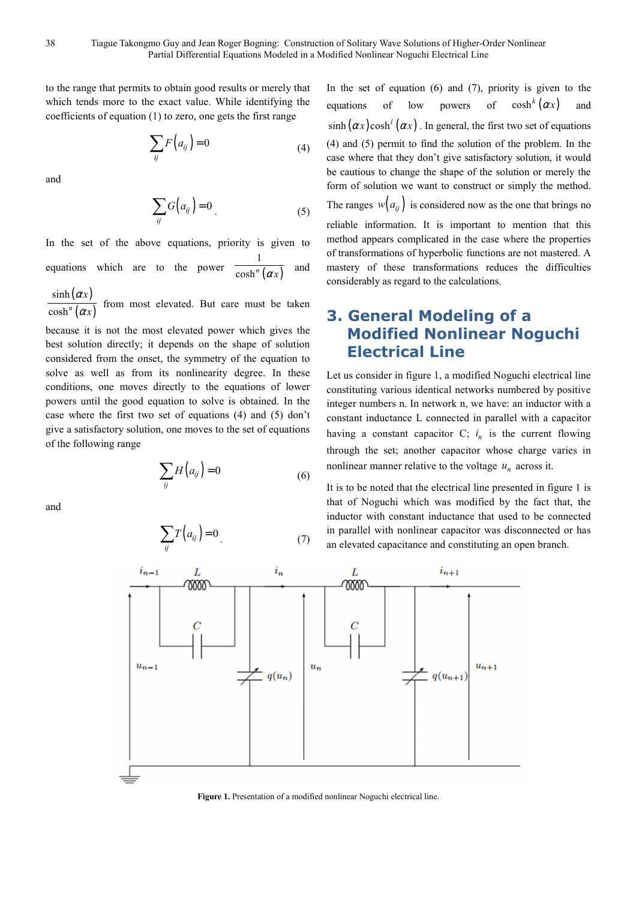to the range that permits to obtain good results or merely that which tends more to the exact value. While identifying the coefficients of equation (1) to zero, one gets the first range

$$\sum_{ij} F\left(a_{ij}\right)=0 \tag{4}$$

and

$$\sum_{ij} G\left(a_{ij}\right)=0. \tag{5}$$

In the set of the above equations, priority is given to equations which are to the power $\frac{1}{\cosh^n(\alpha x)}$ and $\frac{\sinh(\alpha x)}{\cosh^n(\alpha x)}$ from most elevated. But care must be taken because it is not the most elevated power which gives the best solution directly; it depends on the shape of solution considered from the onset, the symmetry of the equation to solve as well as from its nonlinearity degree. In these conditions, one moves directly to the equations of lower powers until the good equation to solve is obtained. In the case where the first two set of equations (4) and (5) don't give a satisfactory solution, one moves to the set of equations of the following range

$$\sum_{ij} H\left(a_{ij}\right)=0 \tag{6}$$

and

$$\sum_{ij} T\left(a_{ij}\right)=0. \tag{7}$$

In the set of equation (6) and (7), priority is given to the equations of low powers of $\cosh^k(\alpha x)$ and $\sinh(\alpha x)\cosh^l(\alpha x)$. In general, the first two set of equations (4) and (5) permit to find the solution of the problem. In the case where that they don't give satisfactory solution, it would be cautious to change the shape of the solution or merely the form of solution we want to construct or simply the method. The ranges $w\left(a_{ij}\right)$ is considered now as the one that brings no reliable information. It is important to mention that this method appears complicated in the case where the properties of transformations of hyperbolic functions are not mastered. A mastery of these transformations reduces the difficulties considerably as regard to the calculations.

## 3. General Modeling of a Modified Nonlinear Noguchi Electrical Line

Let us consider in figure 1, a modified Noguchi electrical line constituting various identical networks numbered by positive integer numbers n. In network n, we have: an inductor with a constant inductance L connected in parallel with a capacitor having a constant capacitor C; $i_n$ is the current flowing through the set; another capacitor whose charge varies in nonlinear manner relative to the voltage $u_n$ across it.

It is to be noted that the electrical line presented in figure 1 is that of Noguchi which was modified by the fact that, the inductor with constant inductance that used to be connected in parallel with nonlinear capacitor was disconnected or has an elevated capacitance and constituting an open branch.

**Figure 1.** Presentation of a modified nonlinear Noguchi electrical line.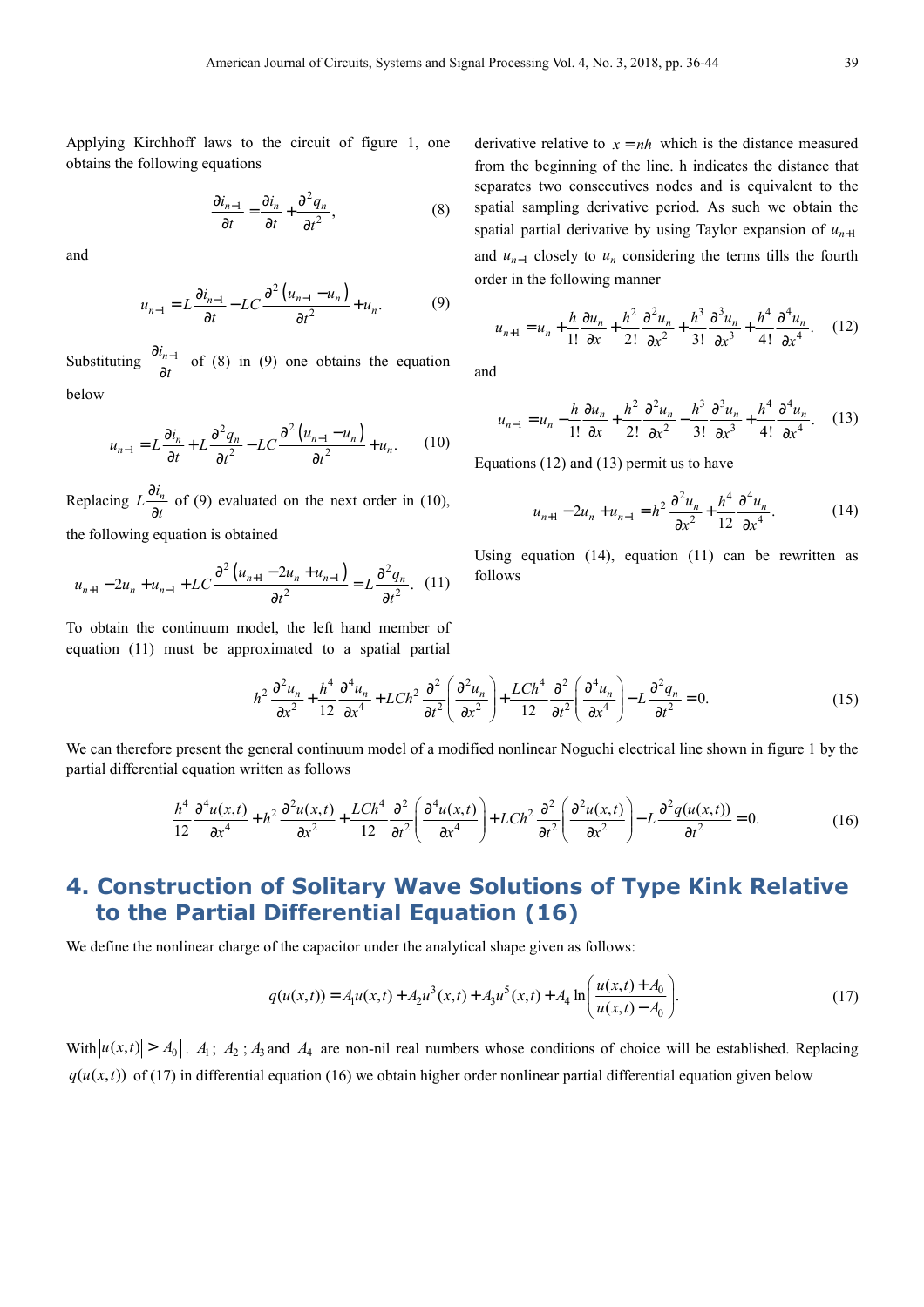Applying Kirchhoff laws to the circuit of figure 1, one obtains the following equations

$$\frac{\partial i_{n-1}}{\partial t} = \frac{\partial i_n}{\partial t} + \frac{\partial^2 q_n}{\partial t^2}, \tag{8}$$

and

$$u_{n-1} = L\frac{\partial i_{n-1}}{\partial t} - LC\frac{\partial^2 \left(u_{n-1} - u_n\right)}{\partial t^2} + u_n. \tag{9}$$

Substituting $\frac{\partial i_{n-1}}{\partial t}$ of (8) in (9) one obtains the equation below

$$u_{n-1} = L\frac{\partial i_n}{\partial t} + L\frac{\partial^2 q_n}{\partial t^2} - LC\frac{\partial^2 \left(u_{n-1} - u_n\right)}{\partial t^2} + u_n. \tag{10}$$

Replacing $L\frac{\partial i_n}{\partial t}$ of (9) evaluated on the next order in (10), the following equation is obtained

$$u_{n+1} - 2u_n + u_{n-1} + LC\frac{\partial^2 \left(u_{n+1} - 2u_n + u_{n-1}\right)}{\partial t^2} = L\frac{\partial^2 q_n}{\partial t^2}. \tag{11}$$

To obtain the continuum model, the left hand member of equation (11) must be approximated to a spatial partial derivative relative to $x = nh$ which is the distance measured from the beginning of the line. h indicates the distance that separates two consecutives nodes and is equivalent to the spatial sampling derivative period. As such we obtain the spatial partial derivative by using Taylor expansion of $u_{n+1}$ and $u_{n-1}$ closely to $u_n$ considering the terms tills the fourth order in the following manner

$$u_{n+1} = u_n + \frac{h}{1!}\frac{\partial u_n}{\partial x} + \frac{h^2}{2!}\frac{\partial^2 u_n}{\partial x^2} + \frac{h^3}{3!}\frac{\partial^3 u_n}{\partial x^3} + \frac{h^4}{4!}\frac{\partial^4 u_n}{\partial x^4}. \tag{12}$$

and

$$u_{n-1} = u_n - \frac{h}{1!}\frac{\partial u_n}{\partial x} + \frac{h^2}{2!}\frac{\partial^2 u_n}{\partial x^2} - \frac{h^3}{3!}\frac{\partial^3 u_n}{\partial x^3} + \frac{h^4}{4!}\frac{\partial^4 u_n}{\partial x^4}. \tag{13}$$

Equations (12) and (13) permit us to have

$$u_{n+1} - 2u_n + u_{n-1} = h^2\frac{\partial^2 u_n}{\partial x^2} + \frac{h^4}{12}\frac{\partial^4 u_n}{\partial x^4}. \tag{14}$$

Using equation (14), equation (11) can be rewritten as follows

$$h^2\frac{\partial^2 u_n}{\partial x^2} + \frac{h^4}{12}\frac{\partial^4 u_n}{\partial x^4} + LCh^2\frac{\partial^2}{\partial t^2}\left(\frac{\partial^2 u_n}{\partial x^2}\right) + \frac{LCh^4}{12}\frac{\partial^2}{\partial t^2}\left(\frac{\partial^4 u_n}{\partial x^4}\right) - L\frac{\partial^2 q_n}{\partial t^2} = 0. \tag{15}$$

We can therefore present the general continuum model of a modified nonlinear Noguchi electrical line shown in figure 1 by the partial differential equation written as follows

$$\frac{h^4}{12}\frac{\partial^4 u(x,t)}{\partial x^4} + h^2\frac{\partial^2 u(x,t)}{\partial x^2} + \frac{LCh^4}{12}\frac{\partial^2}{\partial t^2}\left(\frac{\partial^4 u(x,t)}{\partial x^4}\right) + LCh^2\frac{\partial^2}{\partial t^2}\left(\frac{\partial^2 u(x,t)}{\partial x^2}\right) - L\frac{\partial^2 q(u(x,t))}{\partial t^2} = 0. \tag{16}$$

# 4. Construction of Solitary Wave Solutions of Type Kink Relative to the Partial Differential Equation (16)

We define the nonlinear charge of the capacitor under the analytical shape given as follows:

$$q(u(x,t)) = A_1 u(x,t) + A_2 u^3(x,t) + A_3 u^5(x,t) + A_4 \ln\left(\frac{u(x,t) + A_0}{u(x,t) - A_0}\right). \tag{17}$$

With $|u(x,t)| > |A_0|$. $A_1$; $A_2$; $A_3$ and $A_4$ are non-nil real numbers whose conditions of choice will be established. Replacing $q(u(x,t))$ of (17) in differential equation (16) we obtain higher order nonlinear partial differential equation given below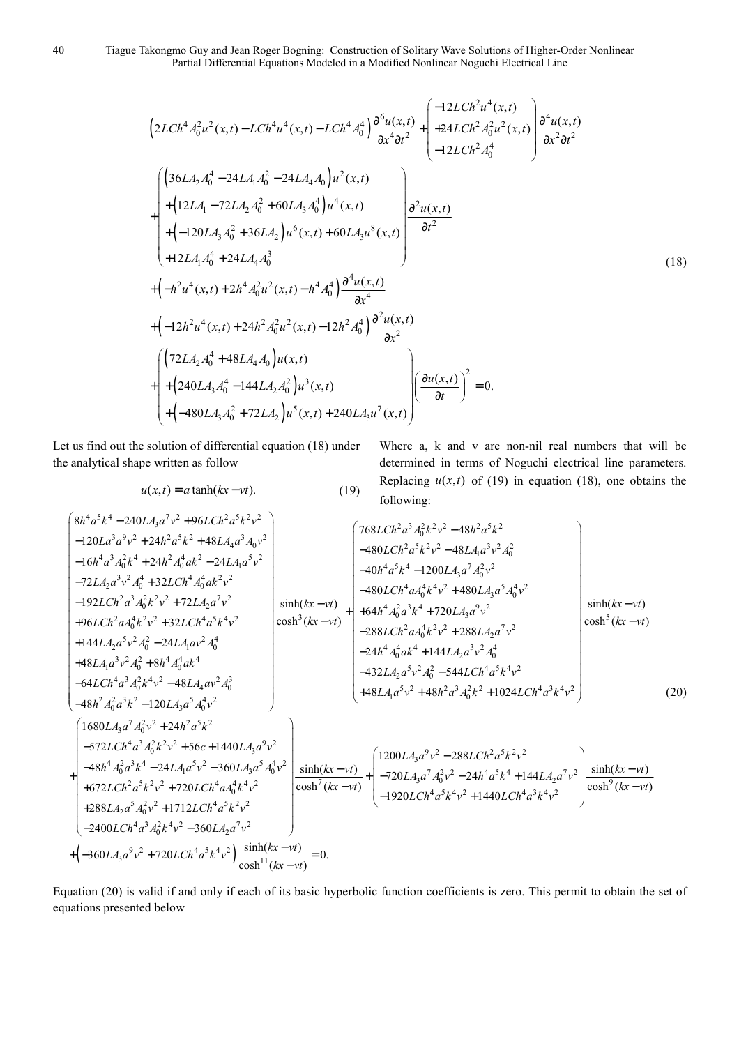$$
\begin{aligned}
&\left(2LCh^4A_0^2u^2(x,t)-LCh^4u^4(x,t)-LCh^4A_0^4\right)\frac{\partial^6u(x,t)}{\partial x^4\partial t^2}+\begin{pmatrix}-12LCh^2u^4(x,t)\\+24LCh^2A_0^2u^2(x,t)\\-12LCh^2A_0^4\end{pmatrix}\frac{\partial^4u(x,t)}{\partial x^2\partial t^2}\\
&+\begin{pmatrix}\left(36LA_2A_0^4-24LA_1A_0^2-24LA_4A_0\right)u^2(x,t)\\+\left(12LA_1-72LA_2A_0^2+60LA_3A_0^4\right)u^4(x,t)\\+\left(-120LA_3A_0^2+36LA_2\right)u^6(x,t)+60LA_3u^8(x,t)\\+12LA_1A_0^4+24LA_4A_0^3\end{pmatrix}\frac{\partial^2u(x,t)}{\partial t^2}\\
&+\left(-h^2u^4(x,t)+2h^4A_0^2u^2(x,t)-h^4A_0^4\right)\frac{\partial^4u(x,t)}{\partial x^4}\\
&+\left(-12h^2u^4(x,t)+24h^2A_0^2u^2(x,t)-12h^2A_0^4\right)\frac{\partial^2u(x,t)}{\partial x^2}\\
&+\begin{pmatrix}\left(72LA_2A_0^4+48LA_4A_0\right)u(x,t)\\+\left(240LA_3A_0^4-144LA_2A_0^2\right)u^3(x,t)\\+\left(-480LA_3A_0^2+72LA_2\right)u^5(x,t)+240LA_3u^7(x,t)\end{pmatrix}\left(\frac{\partial u(x,t)}{\partial t}\right)^2=0.
\end{aligned}
\tag{18}
$$

Let us find out the solution of differential equation (18) under the analytical shape written as follow

$$
u(x,t)=a\tanh(kx-vt). \tag{19}
$$

Where a, k and v are non-nil real numbers that will be determined in terms of Noguchi electrical line parameters. Replacing $u(x,t)$ of (19) in equation (18), one obtains the following:

$$
\begin{aligned}
&\begin{pmatrix}8h^4a^5k^4-240LA_3a^7v^2+96LCh^2a^5k^2v^2\\-120La^3a^9v^2+24h^2a^5k^2+48LA_4a^3A_0v^2\\-16h^4a^3A_0^2k^4+24h^2A_0^4ak^2-24LA_1a^5v^2\\-72LA_2a^3v^2A_0^4+32LCh^4A_0^4ak^2v^2\\-192LCh^2a^3A_0^2k^2v^2+72LA_2a^7v^2\\+96LCh^2aA_0^4k^2v^2+32LCh^4a^5k^4v^2\\+144LA_2a^5v^2A_0^2-24LA_1av^2A_0^4\\+48LA_1a^3v^2A_0^2+8h^4A_0^4ak^4\\-64LCh^4a^3A_0^2k^4v^2-48LA_4av^2A_0^3\\-48h^2A_0^2a^3k^2-120LA_3a^5A_0^4v^2\end{pmatrix}\frac{\sinh(kx-vt)}{\cosh^3(kx-vt)}+\begin{pmatrix}768LCh^2a^3A_0^2k^2v^2-48h^2a^5k^2\\-480LCh^2a^5k^2v^2-48LA_1a^3v^2A_0^2\\-40h^4a^5k^4-1200LA_3a^7A_0^2v^2\\-480LCh^4aA_0^4k^4v^2+480LA_3a^5A_0^4v^2\\+64h^4A_0^2a^3k^4+720LA_3a^9v^2\\-288LCh^2aA_0^4k^2v^2+288LA_2a^7v^2\\-24h^4A_0^4ak^4+144LA_2a^3v^2A_0^4\\-432LA_2a^5v^2A_0^2-544LCh^4a^5k^4v^2\\+48LA_1a^5v^2+48h^2a^3A_0^2k^2+1024LCh^4a^3k^4v^2\end{pmatrix}\frac{\sinh(kx-vt)}{\cosh^5(kx-vt)}\\
&+\begin{pmatrix}1680LA_3a^7A_0^2v^2+24h^2a^5k^2\\-572LCh^4a^3A_0^2k^2v^2+56c+1440LA_3a^9v^2\\-48h^4A_0^2a^3k^4-24LA_1a^5v^2-360LA_3a^5A_0^4v^2\\+672LCh^2a^5k^2v^2+720LCh^4aA_0^4k^4v^2\\+288LA_2a^5A_0^2v^2+1712LCh^4a^5k^2v^2\\-2400LCh^4a^3A_0^2k^4v^2-360LA_2a^7v^2\end{pmatrix}\frac{\sinh(kx-vt)}{\cosh^7(kx-vt)}+\begin{pmatrix}1200LA_3a^9v^2-288LCh^2a^5k^2v^2\\-720LA_3a^7A_0^2v^2-24h^4a^5k^4+144LA_2a^7v^2\\-1920LCh^4a^5k^4v^2+1440LCh^4a^3k^4v^2\end{pmatrix}\frac{\sinh(kx-vt)}{\cosh^9(kx-vt)}\\
&+\left(-360LA_3a^9v^2+720LCh^4a^5k^4v^2\right)\frac{\sinh(kx-vt)}{\cosh^{11}(kx-vt)}=0.
\end{aligned}
\tag{20}
$$

Equation (20) is valid if and only if each of its basic hyperbolic function coefficients is zero. This permit to obtain the set of equations presented below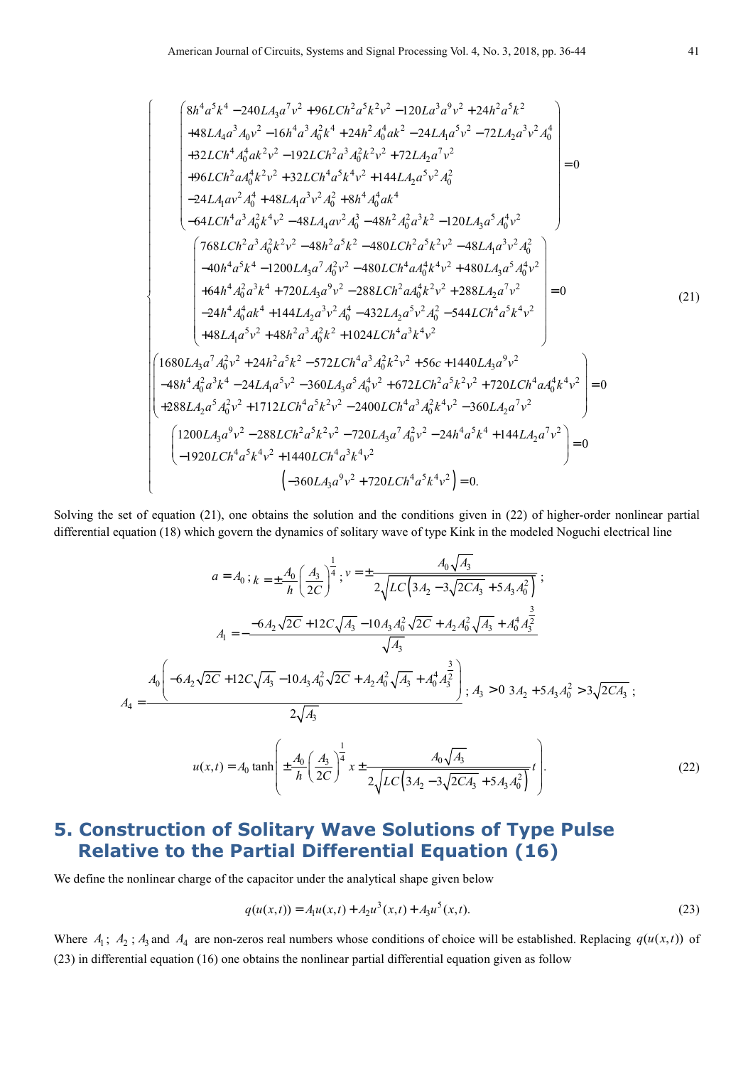$$
\left\{
\begin{array}{l}
\left(\begin{array}{l}
8h^4a^5k^4 - 240LA_3a^7v^2 + 96LCh^2a^5k^2v^2 - 120La^3a^9v^2 + 24h^2a^5k^2 \\
+48LA_4a^3A_0v^2 - 16h^4a^3A_0^2k^4 + 24h^2A_0^4ak^2 - 24LA_1a^5v^2 - 72LA_2a^3v^2A_0^4 \\
+32LCh^4A_0^4ak^2v^2 - 192LCh^2a^3A_0^2k^2v^2 + 72LA_2a^7v^2 \\
+96LCh^2aA_0^4k^2v^2 + 32LCh^4a^5k^4v^2 + 144LA_2a^5v^2A_0^2 \\
-24LA_1av^2A_0^4 + 48LA_1a^3v^2A_0^2 + 8h^4A_0^4ak^4 \\
-64LCh^4a^3A_0^2k^4v^2 - 48LA_4av^2A_0^3 - 48h^2A_0^2a^3k^2 - 120LA_3a^5A_0^4v^2
\end{array}\right) = 0 \\
\left(\begin{array}{l}
768LCh^2a^3A_0^2k^2v^2 - 48h^2a^5k^2 - 480LCh^2a^5k^2v^2 - 48LA_1a^3v^2A_0^2 \\
-40h^4a^5k^4 - 1200LA_3a^7A_0^2v^2 - 480LCh^4aA_0^4k^4v^2 + 480LA_3a^5A_0^4v^2 \\
+64h^4A_0^2a^3k^4 + 720LA_3a^9v^2 - 288LCh^2aA_0^4k^2v^2 + 288LA_2a^7v^2 \\
-24h^4A_0^4ak^4 + 144LA_2a^3v^2A_0^4 - 432LA_2a^5v^2A_0^2 - 544LCh^4a^5k^4v^2 \\
+48LA_1a^5v^2 + 48h^2a^3A_0^2k^2 + 1024LCh^4a^3k^4v^2
\end{array}\right) = 0 \\
\left(\begin{array}{l}
1680LA_3a^7A_0^2v^2 + 24h^2a^5k^2 - 572LCh^4a^3A_0^2k^2v^2 + 56c + 1440LA_3a^9v^2 \\
-48h^4A_0^2a^3k^4 - 24LA_1a^5v^2 - 360LA_3a^5A_0^4v^2 + 672LCh^2a^5k^2v^2 + 720LCh^4aA_0^4k^4v^2 \\
+288LA_2a^5A_0^2v^2 + 1712LCh^4a^5k^2v^2 - 2400LCh^4a^3A_0^2k^4v^2 - 360LA_2a^7v^2
\end{array}\right) = 0 \\
\left(\begin{array}{l}
1200LA_3a^9v^2 - 288LCh^2a^5k^2v^2 - 720LA_3a^7A_0^2v^2 - 24h^4a^5k^4 + 144LA_2a^7v^2 \\
-1920LCh^4a^5k^4v^2 + 1440LCh^4a^3k^4v^2
\end{array}\right) = 0 \\
\left(-360LA_3a^9v^2 + 720LCh^4a^5k^4v^2\right) = 0.
\end{array}
\right.
\tag{21}
$$

Solving the set of equation (21), one obtains the solution and the conditions given in (22) of higher-order nonlinear partial differential equation (18) which govern the dynamics of solitary wave of type Kink in the modeled Noguchi electrical line

$$
a = A_0\,;\; k = \pm\frac{A_0}{h}\left(\frac{A_3}{2C}\right)^{\frac{1}{4}};\; v = \pm\frac{A_0\sqrt{A_3}}{2\sqrt{LC\left(3A_2 - 3\sqrt{2CA_3} + 5A_3A_0^2\right)}}\,;
$$

$$
A_1 = -\frac{-6A_2\sqrt{2C} + 12C\sqrt{A_3} - 10A_3A_0^2\sqrt{2C} + A_2A_0^2\sqrt{A_3} + A_0^4A_3^{\frac{3}{2}}}{\sqrt{A_3}}
$$

$$
A_4 = \frac{A_0\left(-6A_2\sqrt{2C} + 12C\sqrt{A_3} - 10A_3A_0^2\sqrt{2C} + A_2A_0^2\sqrt{A_3} + A_0^4A_3^{\frac{3}{2}}\right)}{2\sqrt{A_3}}\,;\; A_3 > 0\;\; 3A_2 + 5A_3A_0^2 > 3\sqrt{2CA_3}\,;
$$

$$
u(x,t) = A_0\tanh\left(\pm\frac{A_0}{h}\left(\frac{A_3}{2C}\right)^{\frac{1}{4}}x \pm \frac{A_0\sqrt{A_3}}{2\sqrt{LC\left(3A_2 - 3\sqrt{2CA_3} + 5A_3A_0^2\right)}}t\right).
\tag{22}
$$

## 5. Construction of Solitary Wave Solutions of Type Pulse Relative to the Partial Differential Equation (16)

We define the nonlinear charge of the capacitor under the analytical shape given below

$$
q(u(x,t)) = A_1u(x,t) + A_2u^3(x,t) + A_3u^5(x,t).
\tag{23}
$$

Where $A_1$; $A_2$; $A_3$ and $A_4$ are non-zeros real numbers whose conditions of choice will be established. Replacing $q(u(x,t))$ of (23) in differential equation (16) one obtains the nonlinear partial differential equation given as follow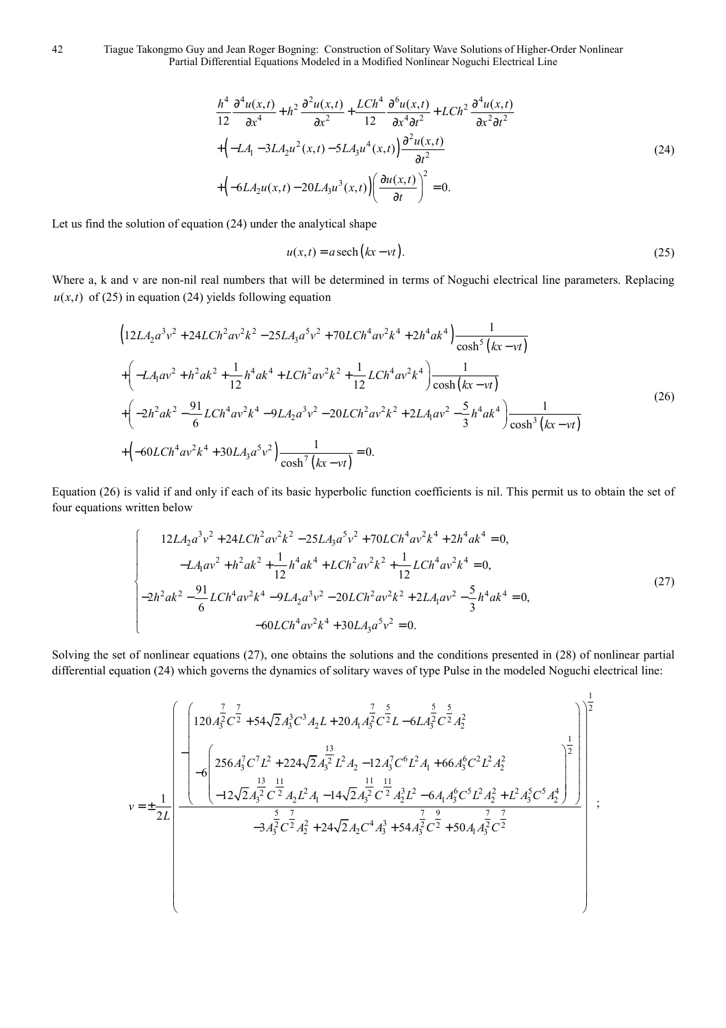$$
\begin{aligned}
&\frac{h^4}{12}\frac{\partial^4 u(x,t)}{\partial x^4}+h^2\frac{\partial^2 u(x,t)}{\partial x^2}+\frac{LCh^4}{12}\frac{\partial^6 u(x,t)}{\partial x^4\partial t^2}+LCh^2\frac{\partial^4 u(x,t)}{\partial x^2\partial t^2}\\
&+\left(-LA_1-3LA_2u^2(x,t)-5LA_3u^4(x,t)\right)\frac{\partial^2 u(x,t)}{\partial t^2}\\
&+\left(-6LA_2u(x,t)-20LA_3u^3(x,t)\right)\left(\frac{\partial u(x,t)}{\partial t}\right)^2=0.
\end{aligned}
\tag{24}
$$

Let us find the solution of equation (24) under the analytical shape

$$
u(x,t)=a\,\mathrm{sech}\left(kx-vt\right).
\tag{25}
$$

Where a, k and v are non-nil real numbers that will be determined in terms of Noguchi electrical line parameters. Replacing $u(x,t)$ of (25) in equation (24) yields following equation

$$
\begin{aligned}
&\left(12LA_2a^3v^2+24LCh^2av^2k^2-25LA_3a^5v^2+70LCh^4av^2k^4+2h^4ak^4\right)\frac{1}{\cosh^5\left(kx-vt\right)}\\
&+\left(-LA_1av^2+h^2ak^2+\frac{1}{12}h^4ak^4+LCh^2av^2k^2+\frac{1}{12}LCh^4av^2k^4\right)\frac{1}{\cosh\left(kx-vt\right)}\\
&+\left(-2h^2ak^2-\frac{91}{6}LCh^4av^2k^4-9LA_2a^3v^2-20LCh^2av^2k^2+2LA_1av^2-\frac{5}{3}h^4ak^4\right)\frac{1}{\cosh^3\left(kx-vt\right)}\\
&+\left(-60LCh^4av^2k^4+30LA_3a^5v^2\right)\frac{1}{\cosh^7\left(kx-vt\right)}=0.
\end{aligned}
\tag{26}
$$

Equation (26) is valid if and only if each of its basic hyperbolic function coefficients is nil. This permit us to obtain the set of four equations written below

$$
\left\{
\begin{aligned}
&12LA_2a^3v^2+24LCh^2av^2k^2-25LA_3a^5v^2+70LCh^4av^2k^4+2h^4ak^4=0,\\
&-LA_1av^2+h^2ak^2+\frac{1}{12}h^4ak^4+LCh^2av^2k^2+\frac{1}{12}LCh^4av^2k^4=0,\\
&-2h^2ak^2-\frac{91}{6}LCh^4av^2k^4-9LA_2a^3v^2-20LCh^2av^2k^2+2LA_1av^2-\frac{5}{3}h^4ak^4=0,\\
&-60LCh^4av^2k^4+30LA_3a^5v^2=0.
\end{aligned}
\right.
\tag{27}
$$

Solving the set of nonlinear equations (27), one obtains the solutions and the conditions presented in (28) of nonlinear partial differential equation (24) which governs the dynamics of solitary waves of type Pulse in the modeled Noguchi electrical line:

$$
v=\pm\frac{1}{2L}\left(\frac{-\left(\begin{aligned}&120A_3^{\frac{7}{2}}C^{\frac{7}{2}}+54\sqrt{2}A_3^3C^3A_2L+20A_1A_3^{\frac{7}{2}}C^{\frac{5}{2}}L-6LA_3^{\frac{5}{2}}C^{\frac{5}{2}}A_2^2\\&-6\left(\begin{aligned}&256A_3^7C^7L^2+224\sqrt{2}A_3^{\frac{13}{2}}L^2A_2-12A_3^7C^6L^2A_1+66A_3^6C^2L^2A_2^2\\&-12\sqrt{2}A_3^{\frac{13}{2}}C^{\frac{11}{2}}A_2L^2A_1-14\sqrt{2}A_3^{\frac{11}{2}}C^{\frac{11}{2}}A_2^3L^2-6A_1A_3^6C^5L^2A_2^2+L^2A_3^5C^5A_2^4\end{aligned}\right)^{\frac{1}{2}}\end{aligned}\right)}{-3A_3^{\frac{5}{2}}C^{\frac{7}{2}}A_2^2+24\sqrt{2}A_2C^4A_3^3+54A_3^{\frac{7}{2}}C^{\frac{9}{2}}+50A_1A_3^{\frac{7}{2}}C^{\frac{7}{2}}}\right)^{\frac{1}{2}};
$$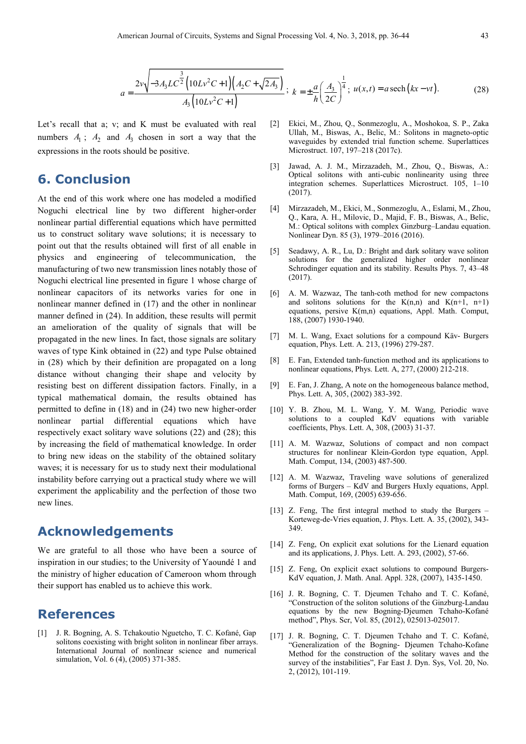$$a = \frac{2v\sqrt{-3A_3LC^{\frac{3}{2}}\left(10Lv^2C+1\right)\left(A_2C+\sqrt{2A_3}\right)}}{A_3\left(10Lv^2C+1\right)};\ k = \pm\frac{a}{h}\left(\frac{A_3}{2C}\right)^{\frac{1}{4}};\ u(x,t) = a\,\text{sech}\left(kx - vt\right). \tag{28}$$

Let's recall that a; v; and K must be evaluated with real numbers $A_1$ ; $A_2$ and $A_3$ chosen in sort a way that the expressions in the roots should be positive.

## 6. Conclusion

At the end of this work where one has modeled a modified Noguchi electrical line by two different higher-order nonlinear partial differential equations which have permitted us to construct solitary wave solutions; it is necessary to point out that the results obtained will first of all enable in physics and engineering of telecommunication, the manufacturing of two new transmission lines notably those of Noguchi electrical line presented in figure 1 whose charge of nonlinear capacitors of its networks varies for one in nonlinear manner defined in (17) and the other in nonlinear manner defined in (24). In addition, these results will permit an amelioration of the quality of signals that will be propagated in the new lines. In fact, those signals are solitary waves of type Kink obtained in (22) and type Pulse obtained in (28) which by their definition are propagated on a long distance without changing their shape and velocity by resisting best on different dissipation factors. Finally, in a typical mathematical domain, the results obtained has permitted to define in (18) and in (24) two new higher-order nonlinear partial differential equations which have respectively exact solitary wave solutions (22) and (28); this by increasing the field of mathematical knowledge. In order to bring new ideas on the stability of the obtained solitary waves; it is necessary for us to study next their modulational instability before carrying out a practical study where we will experiment the applicability and the perfection of those two new lines.

## Acknowledgements

We are grateful to all those who have been a source of inspiration in our studies; to the University of Yaoundé 1 and the ministry of higher education of Cameroon whom through their support has enabled us to achieve this work.

## References

[1] J. R. Bogning, A. S. Tchakoutio Nguetcho, T. C. Kofané, Gap solitons coexisting with bright soliton in nonlinear fiber arrays. International Journal of nonlinear science and numerical simulation, Vol. 6 (4), (2005) 371-385.

[2] Ekici, M., Zhou, Q., Sonmezoglu, A., Moshokoa, S. P., Zaka Ullah, M., Biswas, A., Belic, M.: Solitons in magneto-optic waveguides by extended trial function scheme. Superlattices Microstruct. 107, 197–218 (2017c).

[3] Jawad, A. J. M., Mirzazadeh, M., Zhou, Q., Biswas, A.: Optical solitons with anti-cubic nonlinearity using three integration schemes. Superlattices Microstruct. 105, 1–10 (2017).

[4] Mirzazadeh, M., Ekici, M., Sonmezoglu, A., Eslami, M., Zhou, Q., Kara, A. H., Milovic, D., Majid, F. B., Biswas, A., Belic, M.: Optical solitons with complex Ginzburg–Landau equation. Nonlinear Dyn. 85 (3), 1979–2016 (2016).

[5] Seadawy, A. R., Lu, D.: Bright and dark solitary wave soliton solutions for the generalized higher order nonlinear Schrodinger equation and its stability. Results Phys. 7, 43–48 (2017).

[6] A. M. Wazwaz, The tanh-coth method for new compactons and solitons solutions for the K(n,n) and K(n+1, n+1) equations, persive K(m,n) equations, Appl. Math. Comput, 188, (2007) 1930-1940.

[7] M. L. Wang, Exact solutions for a compound Käv- Burgers equation, Phys. Lett. A. 213, (1996) 279-287.

[8] E. Fan, Extended tanh-function method and its applications to nonlinear equations, Phys. Lett. A, 277, (2000) 212-218.

[9] E. Fan, J. Zhang, A note on the homogeneous balance method, Phys. Lett. A, 305, (2002) 383-392.

[10] Y. B. Zhou, M. L. Wang, Y. M. Wang, Periodic wave solutions to a coupled KdV equations with variable coefficients, Phys. Lett. A, 308, (2003) 31-37.

[11] A. M. Wazwaz, Solutions of compact and non compact structures for nonlinear Klein-Gordon type equation, Appl. Math. Comput, 134, (2003) 487-500.

[12] A. M. Wazwaz, Traveling wave solutions of generalized forms of Burgers – KdV and Burgers Huxly equations, Appl. Math. Comput, 169, (2005) 639-656.

[13] Z. Feng, The first integral method to study the Burgers – Korteweg-de-Vries equation, J. Phys. Lett. A. 35, (2002), 343-349.

[14] Z. Feng, On explicit exat solutions for the Lienard equation and its applications, J. Phys. Lett. A. 293, (2002), 57-66.

[15] Z. Feng, On explicit exact solutions to compound Burgers-KdV equation, J. Math. Anal. Appl. 328, (2007), 1435-1450.

[16] J. R. Bogning, C. T. Djeumen Tchaho and T. C. Kofané, "Construction of the soliton solutions of the Ginzburg-Landau equations by the new Bogning-Djeumen Tchaho-Kofané method", Phys. Scr, Vol. 85, (2012), 025013-025017.

[17] J. R. Bogning, C. T. Djeumen Tchaho and T. C. Kofané, "Generalization of the Bogning- Djeumen Tchaho-Kofane Method for the construction of the solitary waves and the survey of the instabilities", Far East J. Dyn. Sys, Vol. 20, No. 2, (2012), 101-119.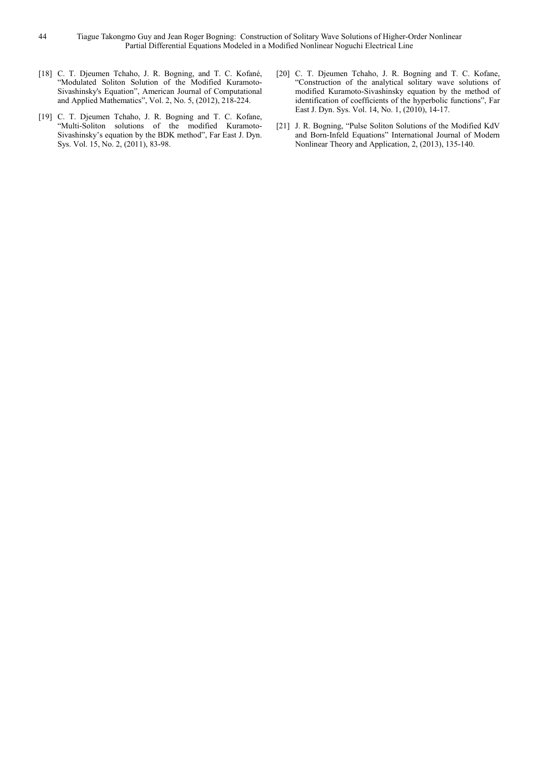[18] C. T. Djeumen Tchaho, J. R. Bogning, and T. C. Kofané, "Modulated Soliton Solution of the Modified Kuramoto-Sivashinsky's Equation", American Journal of Computational and Applied Mathematics", Vol. 2, No. 5, (2012), 218-224.

[19] C. T. Djeumen Tchaho, J. R. Bogning and T. C. Kofane, "Multi-Soliton solutions of the modified Kuramoto-Sivashinsky's equation by the BDK method", Far East J. Dyn. Sys. Vol. 15, No. 2, (2011), 83-98.

[20] C. T. Djeumen Tchaho, J. R. Bogning and T. C. Kofane, "Construction of the analytical solitary wave solutions of modified Kuramoto-Sivashinsky equation by the method of identification of coefficients of the hyperbolic functions", Far East J. Dyn. Sys. Vol. 14, No. 1, (2010), 14-17.

[21] J. R. Bogning, "Pulse Soliton Solutions of the Modified KdV and Born-Infeld Equations" International Journal of Modern Nonlinear Theory and Application, 2, (2013), 135-140.